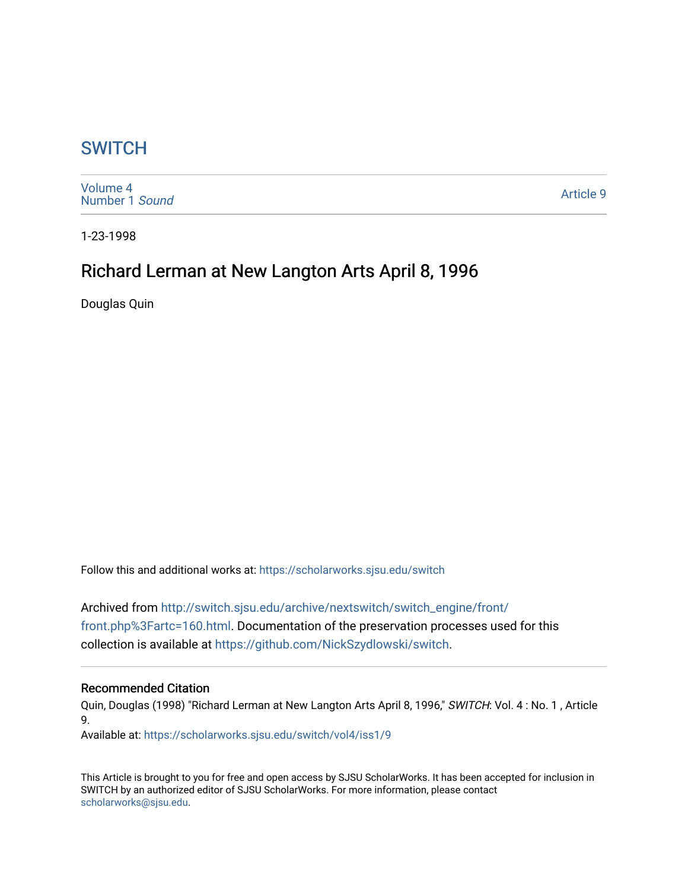# SWITCH

Volume 4
Number 1 *Sound*

Article 9

1-23-1998

## Richard Lerman at New Langton Arts April 8, 1996

Douglas Quin

Follow this and additional works at: https://scholarworks.sjsu.edu/switch

Archived from http://switch.sjsu.edu/archive/nextswitch/switch_engine/front/front.php%3Fartc=160.html. Documentation of the preservation processes used for this collection is available at https://github.com/NickSzydlowski/switch.

### Recommended Citation

Quin, Douglas (1998) "Richard Lerman at New Langton Arts April 8, 1996," *SWITCH*: Vol. 4 : No. 1 , Article 9.
Available at: https://scholarworks.sjsu.edu/switch/vol4/iss1/9

This Article is brought to you for free and open access by SJSU ScholarWorks. It has been accepted for inclusion in SWITCH by an authorized editor of SJSU ScholarWorks. For more information, please contact scholarworks@sjsu.edu.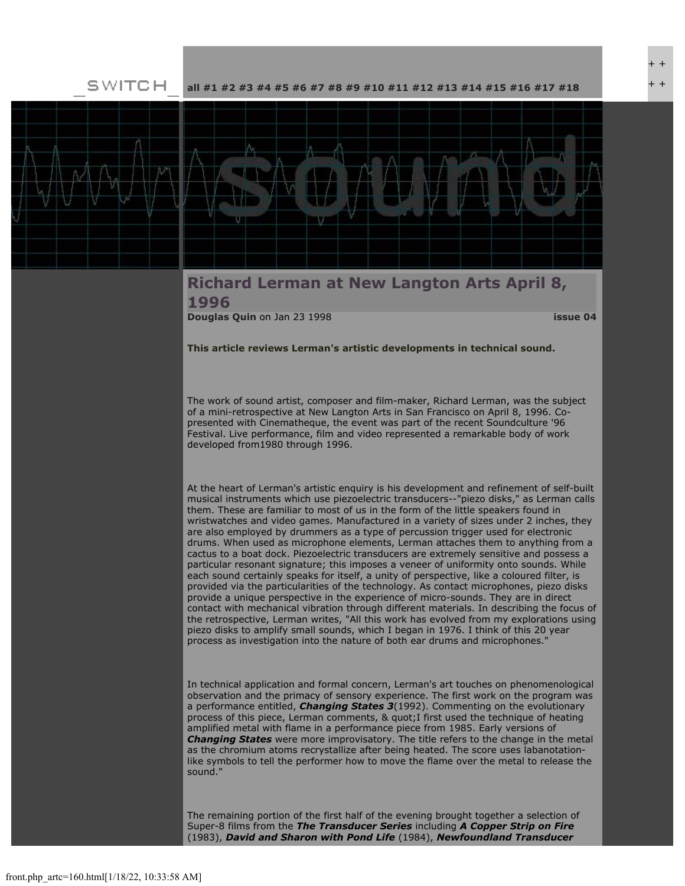_SWITCH_

all #1 #2 #3 #4 #5 #6 #7 #8 #9 #10 #11 #12 #13 #14 #15 #16 #17 #18

# Richard Lerman at New Langton Arts April 8, 1996

**Douglas Quin** on Jan 23 1998 **issue 04**

**This article reviews Lerman's artistic developments in technical sound.**

The work of sound artist, composer and film-maker, Richard Lerman, was the subject of a mini-retrospective at New Langton Arts in San Francisco on April 8, 1996. Co-presented with Cinematheque, the event was part of the recent Soundculture '96 Festival. Live performance, film and video represented a remarkable body of work developed from1980 through 1996.

At the heart of Lerman's artistic enquiry is his development and refinement of self-built musical instruments which use piezoelectric transducers--"piezo disks," as Lerman calls them. These are familiar to most of us in the form of the little speakers found in wristwatches and video games. Manufactured in a variety of sizes under 2 inches, they are also employed by drummers as a type of percussion trigger used for electronic drums. When used as microphone elements, Lerman attaches them to anything from a cactus to a boat dock. Piezoelectric transducers are extremely sensitive and possess a particular resonant signature; this imposes a veneer of uniformity onto sounds. While each sound certainly speaks for itself, a unity of perspective, like a coloured filter, is provided via the particularities of the technology. As contact microphones, piezo disks provide a unique perspective in the experience of micro-sounds. They are in direct contact with mechanical vibration through different materials. In describing the focus of the retrospective, Lerman writes, "All this work has evolved from my explorations using piezo disks to amplify small sounds, which I began in 1976. I think of this 20 year process as investigation into the nature of both ear drums and microphones."

In technical application and formal concern, Lerman's art touches on phenomenological observation and the primacy of sensory experience. The first work on the program was a performance entitled, ***Changing States 3***(1992). Commenting on the evolutionary process of this piece, Lerman comments, & quot;I first used the technique of heating amplified metal with flame in a performance piece from 1985. Early versions of ***Changing States*** were more improvisatory. The title refers to the change in the metal as the chromium atoms recrystallize after being heated. The score uses labanotation-like symbols to tell the performer how to move the flame over the metal to release the sound."

The remaining portion of the first half of the evening brought together a selection of Super-8 films from the ***The Transducer Series*** including ***A Copper Strip on Fire*** (1983), ***David and Sharon with Pond Life*** (1984), ***Newfoundland Transducer***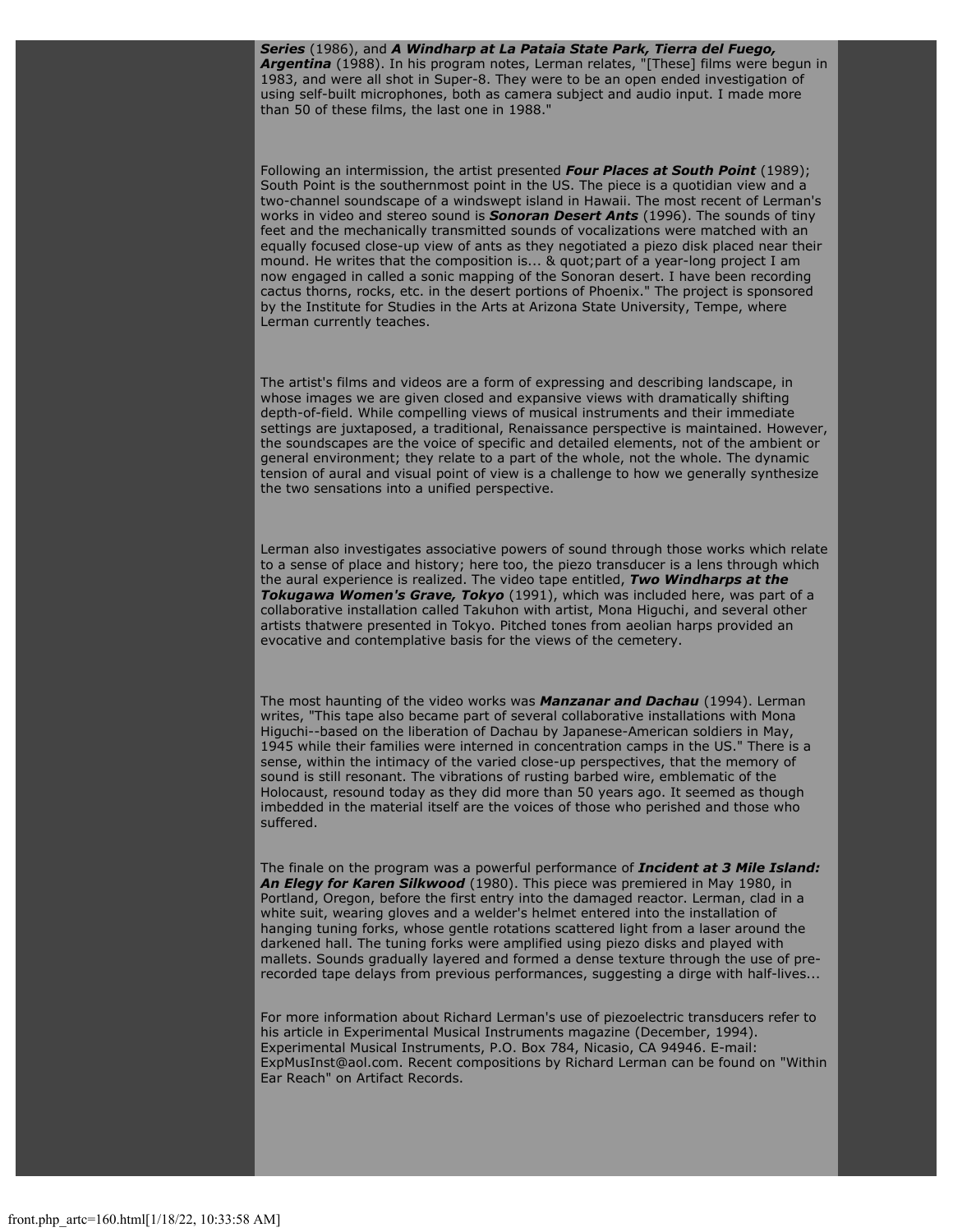***Series*** (1986), and ***A Windharp at La Pataia State Park, Tierra del Fuego, Argentina*** (1988). In his program notes, Lerman relates, "[These] films were begun in 1983, and were all shot in Super-8. They were to be an open ended investigation of using self-built microphones, both as camera subject and audio input. I made more than 50 of these films, the last one in 1988."

Following an intermission, the artist presented ***Four Places at South Point*** (1989); South Point is the southernmost point in the US. The piece is a quotidian view and a two-channel soundscape of a windswept island in Hawaii. The most recent of Lerman's works in video and stereo sound is ***Sonoran Desert Ants*** (1996). The sounds of tiny feet and the mechanically transmitted sounds of vocalizations were matched with an equally focused close-up view of ants as they negotiated a piezo disk placed near their mound. He writes that the composition is... & quot;part of a year-long project I am now engaged in called a sonic mapping of the Sonoran desert. I have been recording cactus thorns, rocks, etc. in the desert portions of Phoenix." The project is sponsored by the Institute for Studies in the Arts at Arizona State University, Tempe, where Lerman currently teaches.

The artist's films and videos are a form of expressing and describing landscape, in whose images we are given closed and expansive views with dramatically shifting depth-of-field. While compelling views of musical instruments and their immediate settings are juxtaposed, a traditional, Renaissance perspective is maintained. However, the soundscapes are the voice of specific and detailed elements, not of the ambient or general environment; they relate to a part of the whole, not the whole. The dynamic tension of aural and visual point of view is a challenge to how we generally synthesize the two sensations into a unified perspective.

Lerman also investigates associative powers of sound through those works which relate to a sense of place and history; here too, the piezo transducer is a lens through which the aural experience is realized. The video tape entitled, ***Two Windharps at the Tokugawa Women's Grave, Tokyo*** (1991), which was included here, was part of a collaborative installation called Takuhon with artist, Mona Higuchi, and several other artists thatwere presented in Tokyo. Pitched tones from aeolian harps provided an evocative and contemplative basis for the views of the cemetery.

The most haunting of the video works was ***Manzanar and Dachau*** (1994). Lerman writes, "This tape also became part of several collaborative installations with Mona Higuchi--based on the liberation of Dachau by Japanese-American soldiers in May, 1945 while their families were interned in concentration camps in the US." There is a sense, within the intimacy of the varied close-up perspectives, that the memory of sound is still resonant. The vibrations of rusting barbed wire, emblematic of the Holocaust, resound today as they did more than 50 years ago. It seemed as though imbedded in the material itself are the voices of those who perished and those who suffered.

The finale on the program was a powerful performance of ***Incident at 3 Mile Island: An Elegy for Karen Silkwood*** (1980). This piece was premiered in May 1980, in Portland, Oregon, before the first entry into the damaged reactor. Lerman, clad in a white suit, wearing gloves and a welder's helmet entered into the installation of hanging tuning forks, whose gentle rotations scattered light from a laser around the darkened hall. The tuning forks were amplified using piezo disks and played with mallets. Sounds gradually layered and formed a dense texture through the use of pre-recorded tape delays from previous performances, suggesting a dirge with half-lives...

For more information about Richard Lerman's use of piezoelectric transducers refer to his article in Experimental Musical Instruments magazine (December, 1994). Experimental Musical Instruments, P.O. Box 784, Nicasio, CA 94946. E-mail: ExpMusInst@aol.com. Recent compositions by Richard Lerman can be found on "Within Ear Reach" on Artifact Records.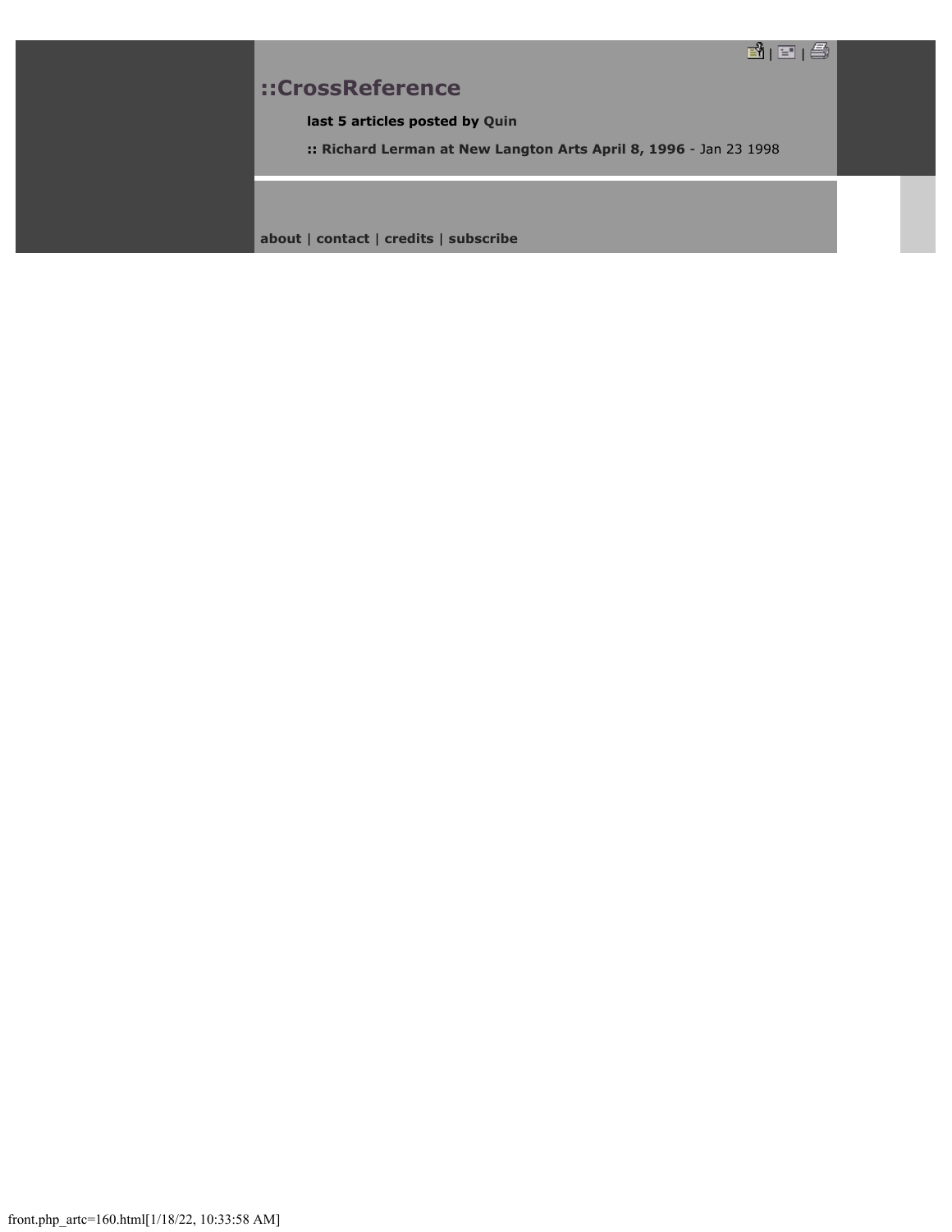## ::CrossReference

**last 5 articles posted by Quin**

**:: Richard Lerman at New Langton Arts April 8, 1996** - Jan 23 1998

**about** | **contact** | **credits** | **subscribe**